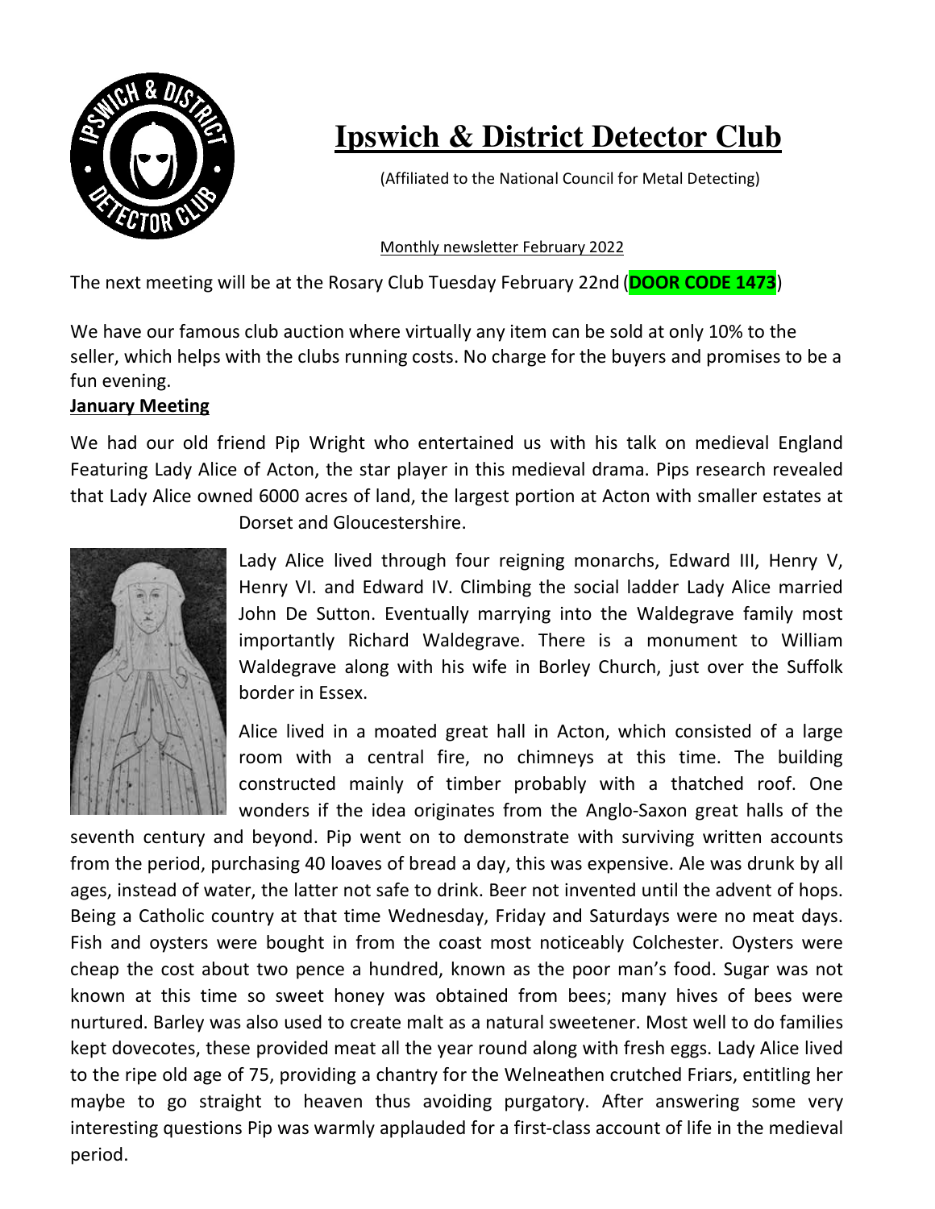# Ipswich & District Detector Club

(Affiliated to the National Council for Metal Detecting)

Monthly newsletter February 2022

The next meeting will be at the Rosary Club Tuesday February 22nd (**DOOR CODE 1473**)

We have our famous club auction where virtually any item can be sold at only 10% to the seller, which helps with the clubs running costs. No charge for the buyers and promises to be a fun evening.

**January Meeting**

We had our old friend Pip Wright who entertained us with his talk on medieval England Featuring Lady Alice of Acton, the star player in this medieval drama. Pips research revealed that Lady Alice owned 6000 acres of land, the largest portion at Acton with smaller estates at Dorset and Gloucestershire.

Lady Alice lived through four reigning monarchs, Edward III, Henry V, Henry VI. and Edward IV. Climbing the social ladder Lady Alice married John De Sutton. Eventually marrying into the Waldegrave family most importantly Richard Waldegrave. There is a monument to William Waldegrave along with his wife in Borley Church, just over the Suffolk border in Essex.

Alice lived in a moated great hall in Acton, which consisted of a large room with a central fire, no chimneys at this time. The building constructed mainly of timber probably with a thatched roof. One wonders if the idea originates from the Anglo-Saxon great halls of the seventh century and beyond. Pip went on to demonstrate with surviving written accounts from the period, purchasing 40 loaves of bread a day, this was expensive. Ale was drunk by all ages, instead of water, the latter not safe to drink. Beer not invented until the advent of hops. Being a Catholic country at that time Wednesday, Friday and Saturdays were no meat days. Fish and oysters were bought in from the coast most noticeably Colchester. Oysters were cheap the cost about two pence a hundred, known as the poor man's food. Sugar was not known at this time so sweet honey was obtained from bees; many hives of bees were nurtured. Barley was also used to create malt as a natural sweetener. Most well to do families kept dovecotes, these provided meat all the year round along with fresh eggs. Lady Alice lived to the ripe old age of 75, providing a chantry for the Welneathen crutched Friars, entitling her maybe to go straight to heaven thus avoiding purgatory. After answering some very interesting questions Pip was warmly applauded for a first-class account of life in the medieval period.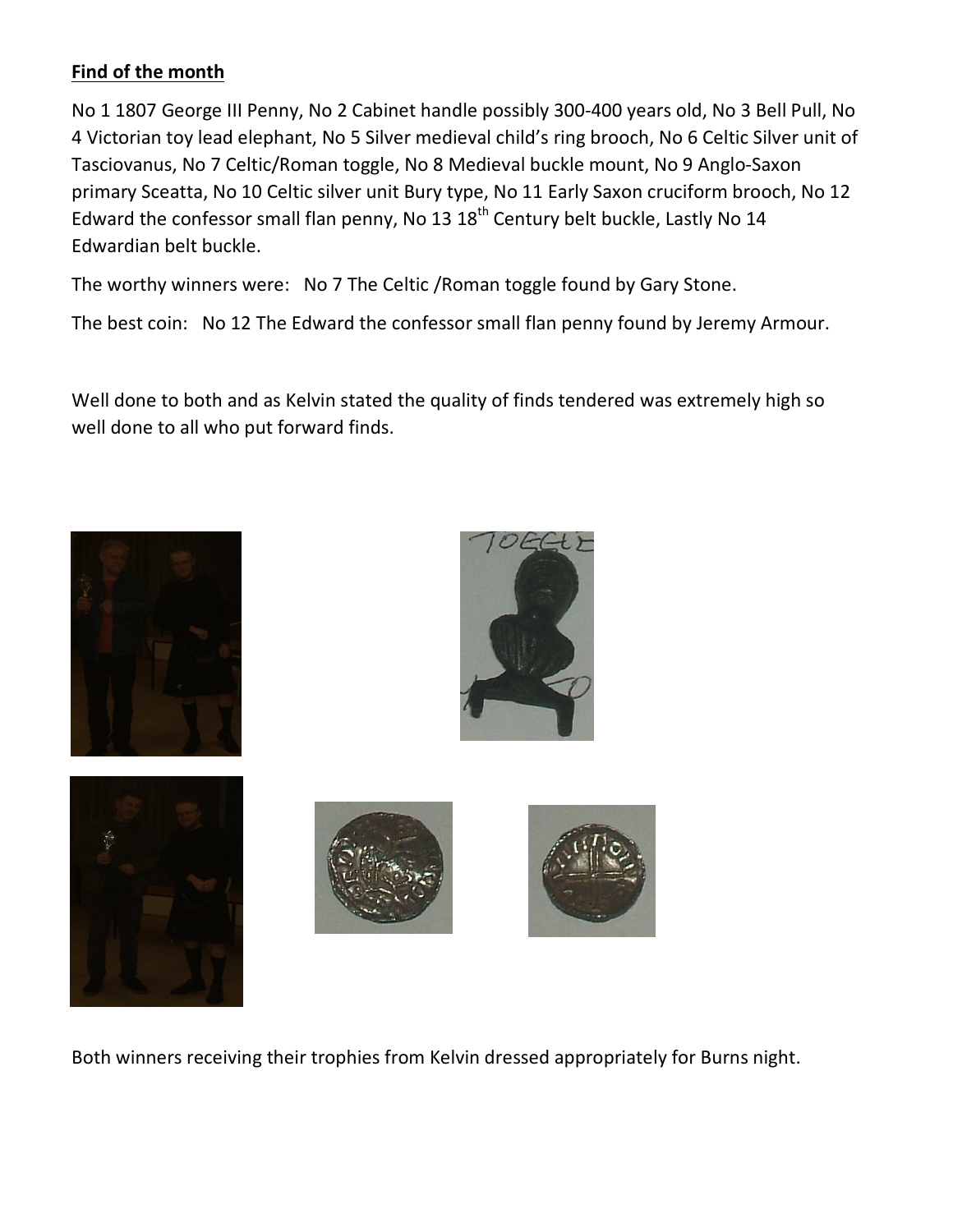**Find of the month**

No 1 1807 George III Penny, No 2 Cabinet handle possibly 300-400 years old, No 3 Bell Pull, No 4 Victorian toy lead elephant, No 5 Silver medieval child's ring brooch, No 6 Celtic Silver unit of Tasciovanus, No 7 Celtic/Roman toggle, No 8 Medieval buckle mount, No 9 Anglo-Saxon primary Sceatta, No 10 Celtic silver unit Bury type, No 11 Early Saxon cruciform brooch, No 12 Edward the confessor small flan penny, No 13 18th Century belt buckle, Lastly No 14 Edwardian belt buckle.

The worthy winners were: No 7 The Celtic /Roman toggle found by Gary Stone.

The best coin: No 12 The Edward the confessor small flan penny found by Jeremy Armour.

Well done to both and as Kelvin stated the quality of finds tendered was extremely high so well done to all who put forward finds.

Both winners receiving their trophies from Kelvin dressed appropriately for Burns night.